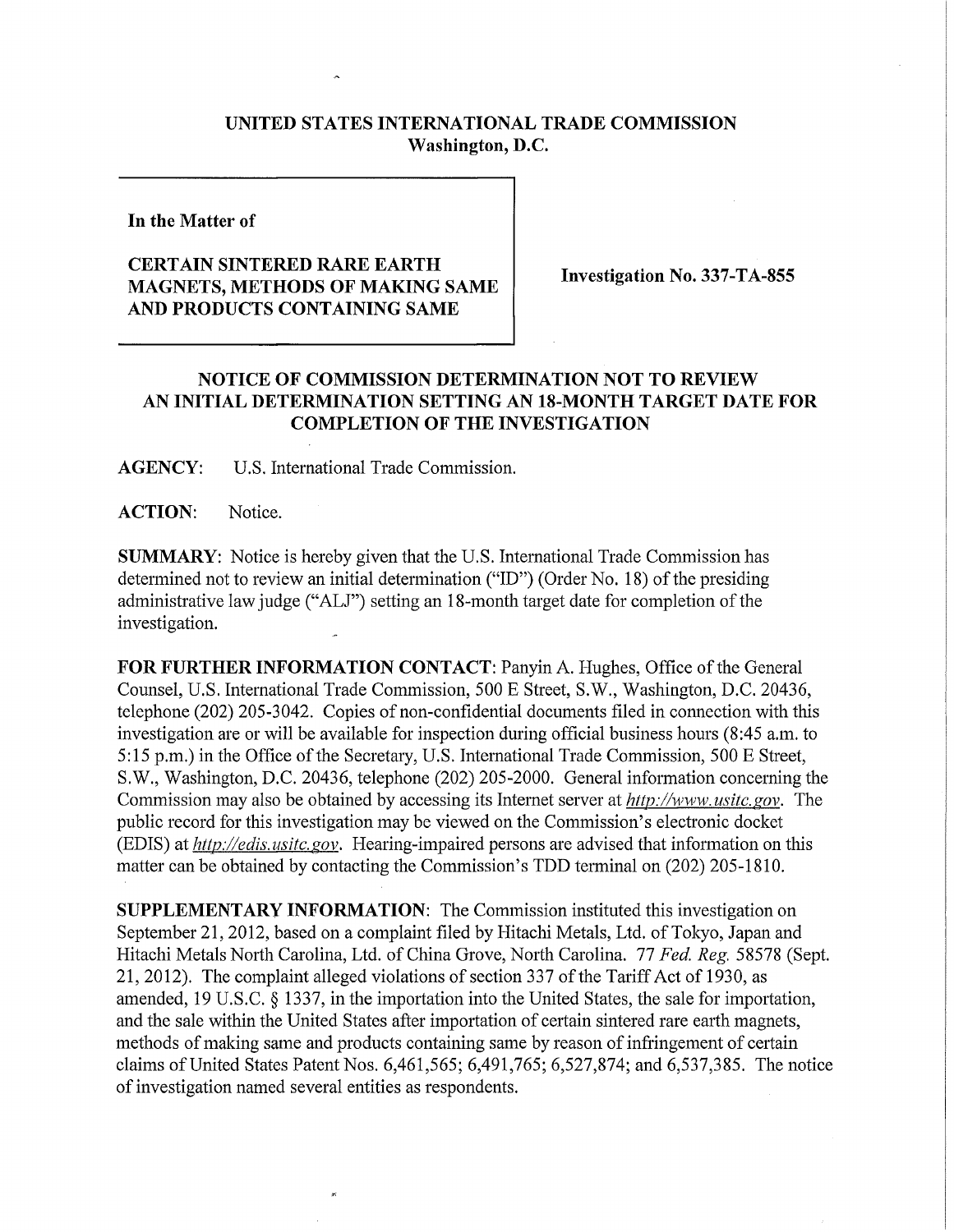**UNITED STATES INTERNATIONAL TRADE COMMISSION**
**Washington, D.C.**

**In the Matter of**

**CERTAIN SINTERED RARE EARTH MAGNETS, METHODS OF MAKING SAME AND PRODUCTS CONTAINING SAME**

**Investigation No. 337-TA-855**

## NOTICE OF COMMISSION DETERMINATION NOT TO REVIEW AN INITIAL DETERMINATION SETTING AN 18-MONTH TARGET DATE FOR COMPLETION OF THE INVESTIGATION

**AGENCY:** U.S. International Trade Commission.

**ACTION:** Notice.

**SUMMARY:** Notice is hereby given that the U.S. International Trade Commission has determined not to review an initial determination ("ID") (Order No. 18) of the presiding administrative law judge ("ALJ") setting an 18-month target date for completion of the investigation.

**FOR FURTHER INFORMATION CONTACT:** Panyin A. Hughes, Office of the General Counsel, U.S. International Trade Commission, 500 E Street, S.W., Washington, D.C. 20436, telephone (202) 205-3042. Copies of non-confidential documents filed in connection with this investigation are or will be available for inspection during official business hours (8:45 a.m. to 5:15 p.m.) in the Office of the Secretary, U.S. International Trade Commission, 500 E Street, S.W., Washington, D.C. 20436, telephone (202) 205-2000. General information concerning the Commission may also be obtained by accessing its Internet server at *http://www.usitc.gov*. The public record for this investigation may be viewed on the Commission's electronic docket (EDIS) at *http://edis.usitc.gov*. Hearing-impaired persons are advised that information on this matter can be obtained by contacting the Commission's TDD terminal on (202) 205-1810.

**SUPPLEMENTARY INFORMATION:** The Commission instituted this investigation on September 21, 2012, based on a complaint filed by Hitachi Metals, Ltd. of Tokyo, Japan and Hitachi Metals North Carolina, Ltd. of China Grove, North Carolina. 77 *Fed. Reg.* 58578 (Sept. 21, 2012). The complaint alleged violations of section 337 of the Tariff Act of 1930, as amended, 19 U.S.C. § 1337, in the importation into the United States, the sale for importation, and the sale within the United States after importation of certain sintered rare earth magnets, methods of making same and products containing same by reason of infringement of certain claims of United States Patent Nos. 6,461,565; 6,491,765; 6,527,874; and 6,537,385. The notice of investigation named several entities as respondents.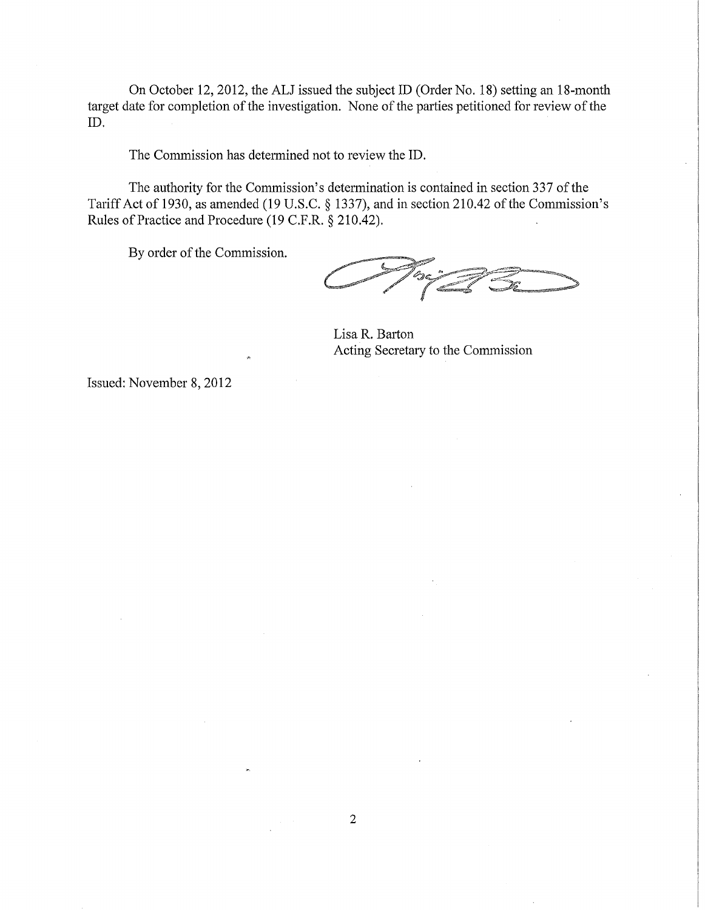On October 12, 2012, the ALJ issued the subject ID (Order No. 18) setting an 18-month target date for completion of the investigation. None of the parties petitioned for review of the ID.

The Commission has determined not to review the ID.

The authority for the Commission's determination is contained in section 337 of the Tariff Act of 1930, as amended (19 U.S.C. § 1337), and in section 210.42 of the Commission's Rules of Practice and Procedure (19 C.F.R. § 210.42).

By order of the Commission.

Lisa R. Barton
Acting Secretary to the Commission

Issued: November 8, 2012